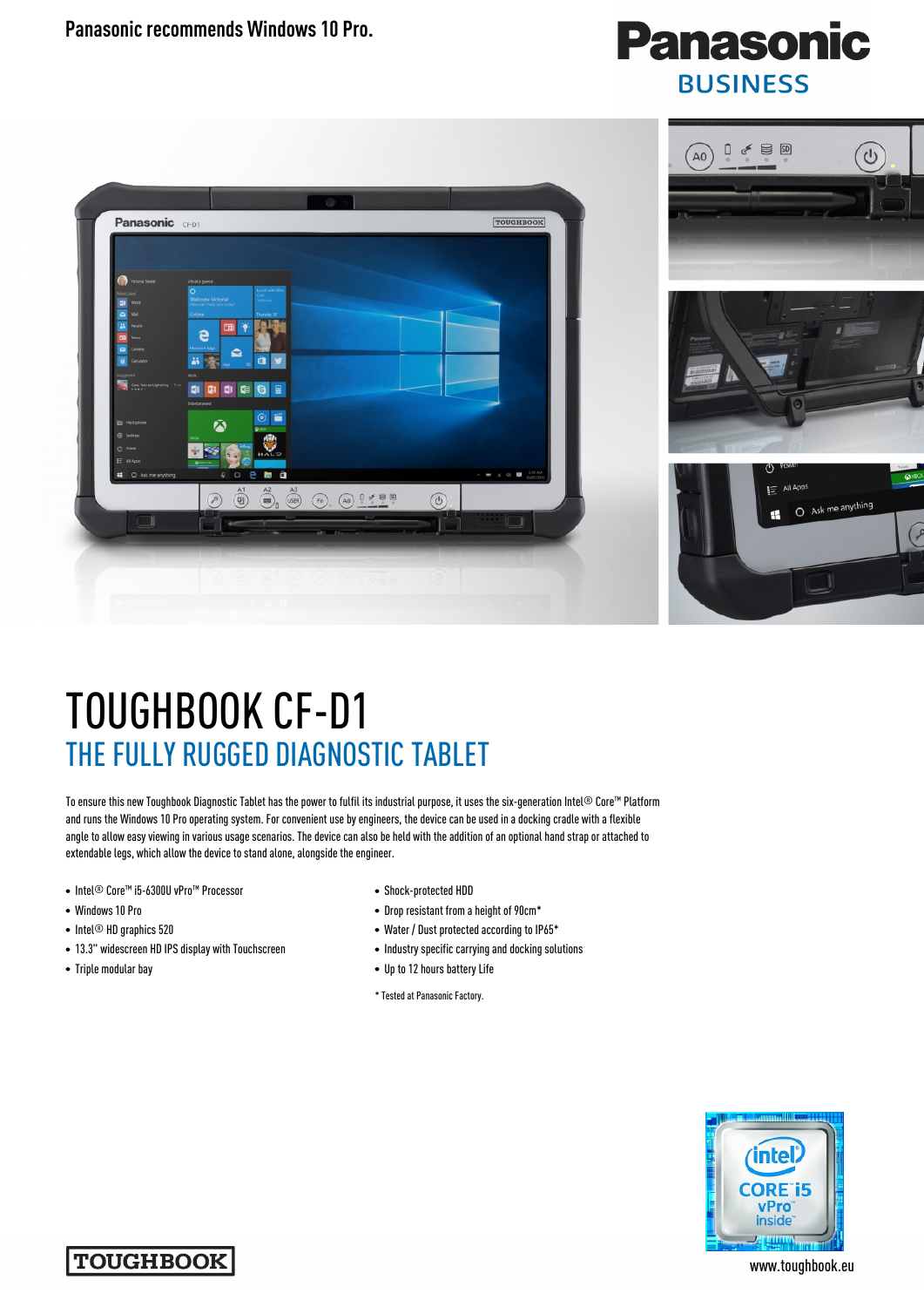Panasonic recommends Windows 10 Pro.

Panasonic BUSINESS

# TOUGHBOOK CF-D1

## THE FULLY RUGGED DIAGNOSTIC TABLET

To ensure this new Toughbook Diagnostic Tablet has the power to fulfil its industrial purpose, it uses the six-generation Intel® Core™ Platform and runs the Windows 10 Pro operating system. For convenient use by engineers, the device can be used in a docking cradle with a flexible angle to allow easy viewing in various usage scenarios. The device can also be held with the addition of an optional hand strap or attached to extendable legs, which allow the device to stand alone, alongside the engineer.

- Intel® Core™ i5-6300U vPro™ Processor
- Windows 10 Pro
- Intel® HD graphics 520
- 13.3" widescreen HD IPS display with Touchscreen
- Triple modular bay
- Shock-protected HDD
- Drop resistant from a height of 90cm*
- Water / Dust protected according to IP65*
- Industry specific carrying and docking solutions
- Up to 12 hours battery Life

\* Tested at Panasonic Factory.

TOUGHBOOK

www.toughbook.eu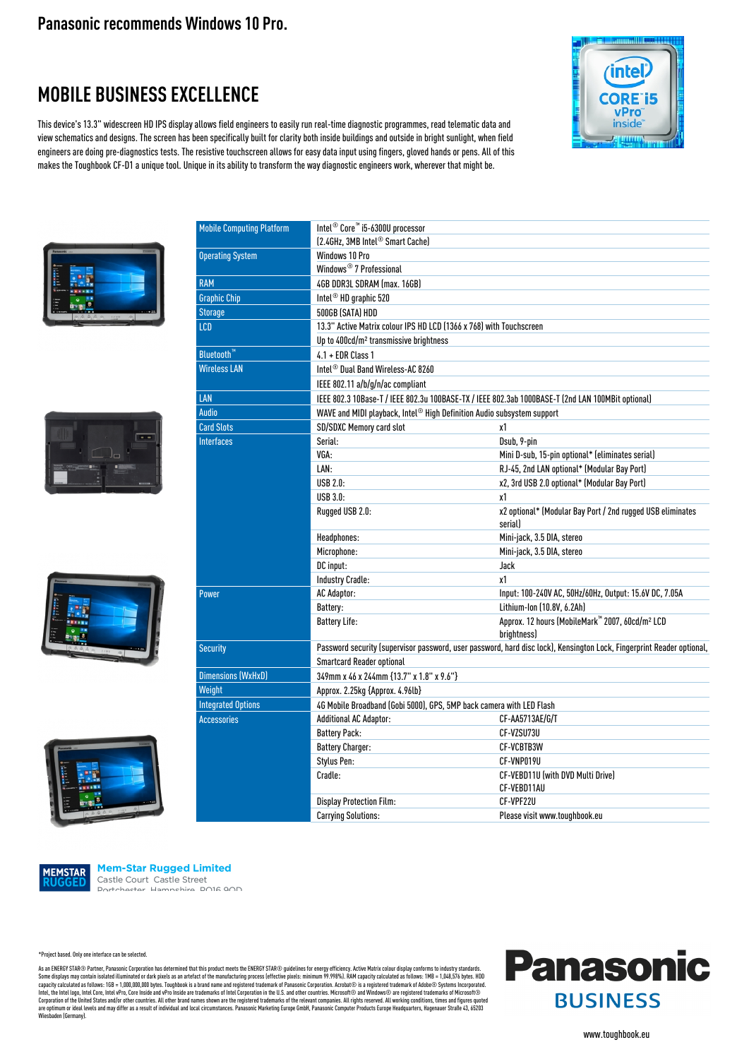Panasonic recommends Windows 10 Pro.

# MOBILE BUSINESS EXCELLENCE

This device's 13.3" widescreen HD IPS display allows field engineers to easily run real-time diagnostic programmes, read telematic data and view schematics and designs. The screen has been specifically built for clarity both inside buildings and outside in bright sunlight, when field engineers are doing pre-diagnostics tests. The resistive touchscreen allows for easy data input using fingers, gloved hands or pens. All of this makes the Toughbook CF-D1 a unique tool. Unique in its ability to transform the way diagnostic engineers work, wherever that might be.

| | | |
|---|---|---|
| Mobile Computing Platform | Intel® Core™ i5-6300U processor (2.4GHz, 3MB Intel® Smart Cache) | |
| Operating System | Windows 10 Pro | |
| | Windows® 7 Professional | |
| RAM | 4GB DDR3L SDRAM (max. 16GB) | |
| Graphic Chip | Intel® HD graphic 520 | |
| Storage | 500GB (SATA) HDD | |
| LCD | 13.3" Active Matrix colour IPS HD LCD (1366 x 768) with Touchscreen | |
| | Up to 400cd/m² transmissive brightness | |
| Bluetooth™ | 4.1 + EDR Class 1 | |
| Wireless LAN | Intel® Dual Band Wireless-AC 8260 | |
| | IEEE 802.11 a/b/g/n/ac compliant | |
| LAN | IEEE 802.3 10Base-T / IEEE 802.3u 100BASE-TX / IEEE 802.3ab 1000BASE-T (2nd LAN 100MBit optional) | |
| Audio | WAVE and MIDI playback, Intel® High Definition Audio subsystem support | |
| Card Slots | SD/SDXC Memory card slot | x1 |
| Interfaces | Serial: | Dsub, 9-pin |
| | VGA: | Mini D-sub, 15-pin optional* (eliminates serial) |
| | LAN: | RJ-45, 2nd LAN optional* (Modular Bay Port) |
| | USB 2.0: | x2, 3rd USB 2.0 optional* (Modular Bay Port) |
| | USB 3.0: | x1 |
| | Rugged USB 2.0: | x2 optional* (Modular Bay Port / 2nd rugged USB eliminates serial) |
| | Headphones: | Mini-jack, 3.5 DIA, stereo |
| | Microphone: | Mini-jack, 3.5 DIA, stereo |
| | DC input: | Jack |
| | Industry Cradle: | x1 |
| Power | AC Adaptor: | Input: 100-240V AC, 50Hz/60Hz, Output: 15.6V DC, 7.05A |
| | Battery: | Lithium-Ion (10.8V, 6.2Ah) |
| | Battery Life: | Approx. 12 hours (MobileMark™ 2007, 60cd/m² LCD brightness) |
| Security | Password security (supervisor password, user password, hard disc lock), Kensington Lock, Fingerprint Reader optional, Smartcard Reader optional | |
| Dimensions (WxHxD) | 349mm x 46 x 244mm (13.7" x 1.8" x 9.6") | |
| Weight | Approx. 2.25kg (Approx. 4.96lb) | |
| Integrated Options | 4G Mobile Broadband (Gobi 5000), GPS, 5MP back camera with LED Flash | |
| Accessories | Additional AC Adaptor: | CF-AA5713AE/G/T |
| | Battery Pack: | CF-VZSU73U |
| | Battery Charger: | CF-VCBTB3W |
| | Stylus Pen: | CF-VNP019U |
| | Cradle: | CF-VEBD11U (with DVD Multi Drive) CF-VEBD11AU |
| | Display Protection Film: | CF-VPF22U |
| | Carrying Solutions: | Please visit www.toughbook.eu |

**Mem-Star Rugged Limited**
Castle Court Castle Street
Portchester Hampshire PO16 9QD

*Project based. Only one interface can be selected.

As an ENERGY STAR® Partner, Panasonic Corporation has determined that this product meets the ENERGY STAR® guidelines for energy efficiency. Active Matrix colour display conforms to industry standards. Some displays may contain isolated illuminated or dark pixels as an artefact of the manufacturing process (effective pixels: minimum 99.998%). RAM capacity calculated as follows: 1MB = 1,048,576 bytes. HDD capacity calculated as follows: 1GB = 1,000,000,000 bytes. Toughbook is a brand name and registered trademark of Panasonic Corporation. Acrobat® is a registered trademark of Adobe® Systems Incorporated. Intel, the Intel logo, Intel Core, Intel vPro, Core Inside and vPro Inside are trademarks of Intel Corporation in the U.S. and other countries. Microsoft® and Windows® are registered trademarks of Microsoft® Corporation of the United States and/or other countries. All other brand names shown are the registered trademarks of the relevant companies. All rights reserved. All working conditions, times and figures quoted are optimum or ideal levels and may differ as a result of individual and local circumstances. Panasonic Marketing Europe GmbH, Panasonic Computer Products Europe Headquarters, Hagenauer Straße 43, 65203 Wiesbaden (Germany).

Panasonic BUSINESS

www.toughbook.eu